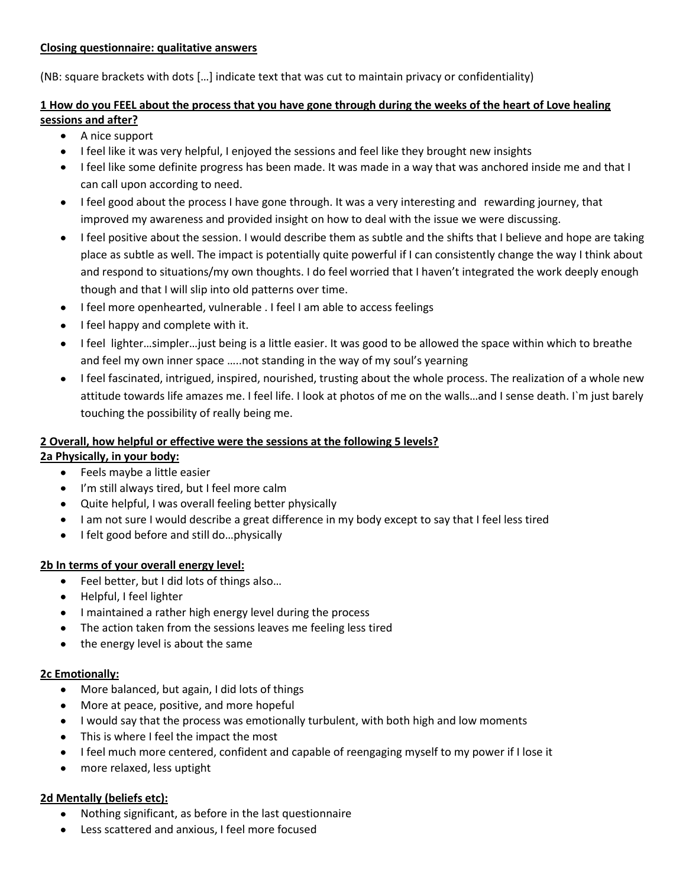**Closing questionnaire: qualitative answers**

(NB: square brackets with dots […] indicate text that was cut to maintain privacy or confidentiality)

**1 How do you FEEL about the process that you have gone through during the weeks of the heart of Love healing sessions and after?**

- A nice support
- I feel like it was very helpful, I enjoyed the sessions and feel like they brought new insights
- I feel like some definite progress has been made. It was made in a way that was anchored inside me and that I can call upon according to need.
- I feel good about the process I have gone through. It was a very interesting and rewarding journey, that improved my awareness and provided insight on how to deal with the issue we were discussing.
- I feel positive about the session. I would describe them as subtle and the shifts that I believe and hope are taking place as subtle as well. The impact is potentially quite powerful if I can consistently change the way I think about and respond to situations/my own thoughts. I do feel worried that I haven't integrated the work deeply enough though and that I will slip into old patterns over time.
- I feel more openhearted, vulnerable . I feel I am able to access feelings
- I feel happy and complete with it.
- I feel lighter…simpler…just being is a little easier. It was good to be allowed the space within which to breathe and feel my own inner space …..not standing in the way of my soul's yearning
- I feel fascinated, intrigued, inspired, nourished, trusting about the whole process. The realization of a whole new attitude towards life amazes me. I feel life. I look at photos of me on the walls…and I sense death. I`m just barely touching the possibility of really being me.

**2 Overall, how helpful or effective were the sessions at the following 5 levels?**

**2a Physically, in your body:**

- Feels maybe a little easier
- I'm still always tired, but I feel more calm
- Quite helpful, I was overall feeling better physically
- I am not sure I would describe a great difference in my body except to say that I feel less tired
- I felt good before and still do…physically

**2b In terms of your overall energy level:**

- Feel better, but I did lots of things also…
- Helpful, I feel lighter
- I maintained a rather high energy level during the process
- The action taken from the sessions leaves me feeling less tired
- the energy level is about the same

**2c Emotionally:**

- More balanced, but again, I did lots of things
- More at peace, positive, and more hopeful
- I would say that the process was emotionally turbulent, with both high and low moments
- This is where I feel the impact the most
- I feel much more centered, confident and capable of reengaging myself to my power if I lose it
- more relaxed, less uptight

**2d Mentally (beliefs etc):**

- Nothing significant, as before in the last questionnaire
- Less scattered and anxious, I feel more focused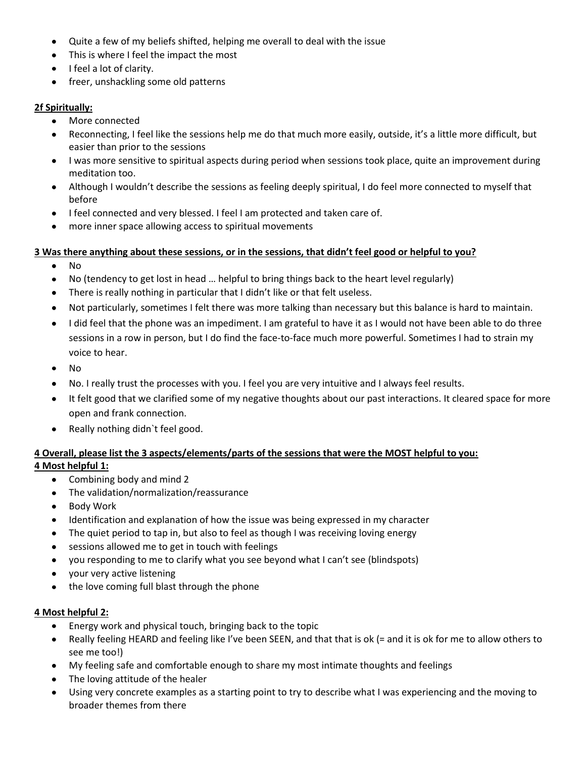- Quite a few of my beliefs shifted, helping me overall to deal with the issue
- This is where I feel the impact the most
- I feel a lot of clarity.
- freer, unshackling some old patterns

**2f Spiritually:**

- More connected
- Reconnecting, I feel like the sessions help me do that much more easily, outside, it's a little more difficult, but easier than prior to the sessions
- I was more sensitive to spiritual aspects during period when sessions took place, quite an improvement during meditation too.
- Although I wouldn't describe the sessions as feeling deeply spiritual, I do feel more connected to myself that before
- I feel connected and very blessed. I feel I am protected and taken care of.
- more inner space allowing access to spiritual movements

**3 Was there anything about these sessions, or in the sessions, that didn't feel good or helpful to you?**

- No
- No (tendency to get lost in head … helpful to bring things back to the heart level regularly)
- There is really nothing in particular that I didn't like or that felt useless.
- Not particularly, sometimes I felt there was more talking than necessary but this balance is hard to maintain.
- I did feel that the phone was an impediment. I am grateful to have it as I would not have been able to do three sessions in a row in person, but I do find the face-to-face much more powerful. Sometimes I had to strain my voice to hear.
- No
- No. I really trust the processes with you. I feel you are very intuitive and I always feel results.
- It felt good that we clarified some of my negative thoughts about our past interactions. It cleared space for more open and frank connection.
- Really nothing didn`t feel good.

**4 Overall, please list the 3 aspects/elements/parts of the sessions that were the MOST helpful to you:**

**4 Most helpful 1:**

- Combining body and mind 2
- The validation/normalization/reassurance
- Body Work
- Identification and explanation of how the issue was being expressed in my character
- The quiet period to tap in, but also to feel as though I was receiving loving energy
- sessions allowed me to get in touch with feelings
- you responding to me to clarify what you see beyond what I can't see (blindspots)
- your very active listening
- the love coming full blast through the phone

**4 Most helpful 2:**

- Energy work and physical touch, bringing back to the topic
- Really feeling HEARD and feeling like I've been SEEN, and that that is ok (= and it is ok for me to allow others to see me too!)
- My feeling safe and comfortable enough to share my most intimate thoughts and feelings
- The loving attitude of the healer
- Using very concrete examples as a starting point to try to describe what I was experiencing and the moving to broader themes from there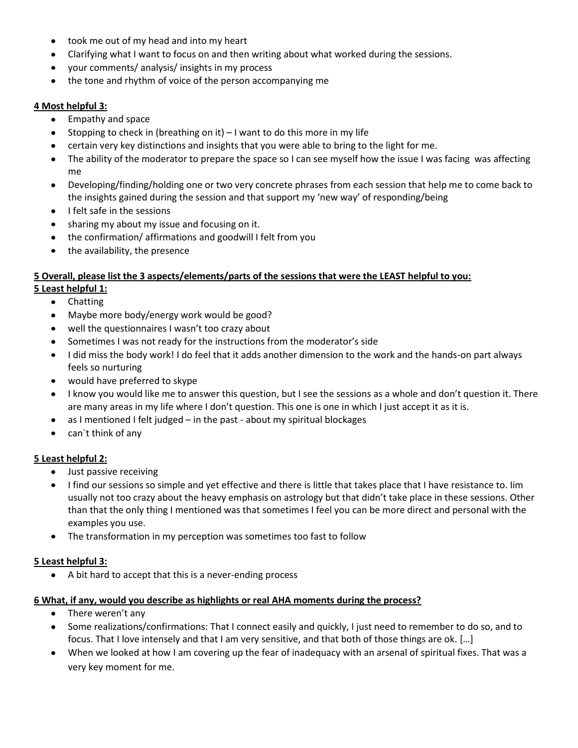- took me out of my head and into my heart
- Clarifying what I want to focus on and then writing about what worked during the sessions.
- your comments/ analysis/ insights in my process
- the tone and rhythm of voice of the person accompanying me

**4 Most helpful 3:**

- Empathy and space
- Stopping to check in (breathing on it) – I want to do this more in my life
- certain very key distinctions and insights that you were able to bring to the light for me.
- The ability of the moderator to prepare the space so I can see myself how the issue I was facing was affecting me
- Developing/finding/holding one or two very concrete phrases from each session that help me to come back to the insights gained during the session and that support my 'new way' of responding/being
- I felt safe in the sessions
- sharing my about my issue and focusing on it.
- the confirmation/ affirmations and goodwill I felt from you
- the availability, the presence

**5 Overall, please list the 3 aspects/elements/parts of the sessions that were the LEAST helpful to you:**

**5 Least helpful 1:**

- Chatting
- Maybe more body/energy work would be good?
- well the questionnaires I wasn't too crazy about
- Sometimes I was not ready for the instructions from the moderator's side
- I did miss the body work! I do feel that it adds another dimension to the work and the hands-on part always feels so nurturing
- would have preferred to skype
- I know you would like me to answer this question, but I see the sessions as a whole and don't question it. There are many areas in my life where I don't question. This one is one in which I just accept it as it is.
- as I mentioned I felt judged – in the past - about my spiritual blockages
- can`t think of any

**5 Least helpful 2:**

- Just passive receiving
- I find our sessions so simple and yet effective and there is little that takes place that I have resistance to. Iim usually not too crazy about the heavy emphasis on astrology but that didn't take place in these sessions. Other than that the only thing I mentioned was that sometimes I feel you can be more direct and personal with the examples you use.
- The transformation in my perception was sometimes too fast to follow

**5 Least helpful 3:**

- A bit hard to accept that this is a never-ending process

**6 What, if any, would you describe as highlights or real AHA moments during the process?**

- There weren't any
- Some realizations/confirmations: That I connect easily and quickly, I just need to remember to do so, and to focus. That I love intensely and that I am very sensitive, and that both of those things are ok. […]
- When we looked at how I am covering up the fear of inadequacy with an arsenal of spiritual fixes. That was a very key moment for me.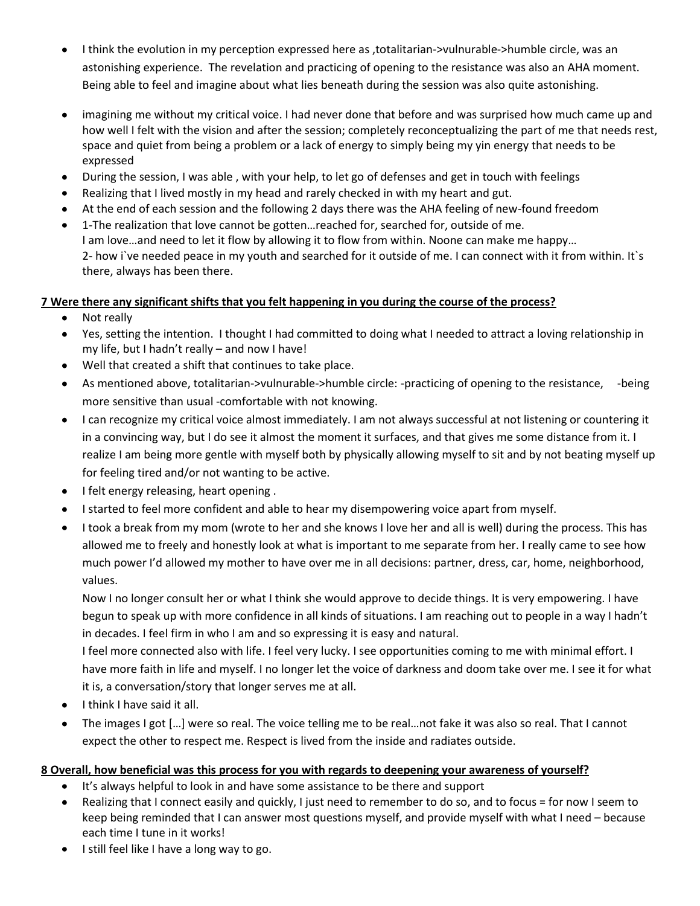- I think the evolution in my perception expressed here as ,totalitarian->vulnurable->humble circle, was an astonishing experience. The revelation and practicing of opening to the resistance was also an AHA moment. Being able to feel and imagine about what lies beneath during the session was also quite astonishing.
- imagining me without my critical voice. I had never done that before and was surprised how much came up and how well I felt with the vision and after the session; completely reconceptualizing the part of me that needs rest, space and quiet from being a problem or a lack of energy to simply being my yin energy that needs to be expressed
- During the session, I was able , with your help, to let go of defenses and get in touch with feelings
- Realizing that I lived mostly in my head and rarely checked in with my heart and gut.
- At the end of each session and the following 2 days there was the AHA feeling of new-found freedom
- 1-The realization that love cannot be gotten…reached for, searched for, outside of me. I am love…and need to let it flow by allowing it to flow from within. Noone can make me happy… 2- how i`ve needed peace in my youth and searched for it outside of me. I can connect with it from within. It`s there, always has been there.

**7 Were there any significant shifts that you felt happening in you during the course of the process?**

- Not really
- Yes, setting the intention. I thought I had committed to doing what I needed to attract a loving relationship in my life, but I hadn't really – and now I have!
- Well that created a shift that continues to take place.
- As mentioned above, totalitarian->vulnurable->humble circle: -practicing of opening to the resistance, -being more sensitive than usual -comfortable with not knowing.
- I can recognize my critical voice almost immediately. I am not always successful at not listening or countering it in a convincing way, but I do see it almost the moment it surfaces, and that gives me some distance from it. I realize I am being more gentle with myself both by physically allowing myself to sit and by not beating myself up for feeling tired and/or not wanting to be active.
- I felt energy releasing, heart opening .
- I started to feel more confident and able to hear my disempowering voice apart from myself.
- I took a break from my mom (wrote to her and she knows I love her and all is well) during the process. This has allowed me to freely and honestly look at what is important to me separate from her. I really came to see how much power I'd allowed my mother to have over me in all decisions: partner, dress, car, home, neighborhood, values.

  Now I no longer consult her or what I think she would approve to decide things. It is very empowering. I have begun to speak up with more confidence in all kinds of situations. I am reaching out to people in a way I hadn't in decades. I feel firm in who I am and so expressing it is easy and natural.

  I feel more connected also with life. I feel very lucky. I see opportunities coming to me with minimal effort. I have more faith in life and myself. I no longer let the voice of darkness and doom take over me. I see it for what it is, a conversation/story that longer serves me at all.
- I think I have said it all.
- The images I got […] were so real. The voice telling me to be real…not fake it was also so real. That I cannot expect the other to respect me. Respect is lived from the inside and radiates outside.

**8 Overall, how beneficial was this process for you with regards to deepening your awareness of yourself?**

- It's always helpful to look in and have some assistance to be there and support
- Realizing that I connect easily and quickly, I just need to remember to do so, and to focus = for now I seem to keep being reminded that I can answer most questions myself, and provide myself with what I need – because each time I tune in it works!
- I still feel like I have a long way to go.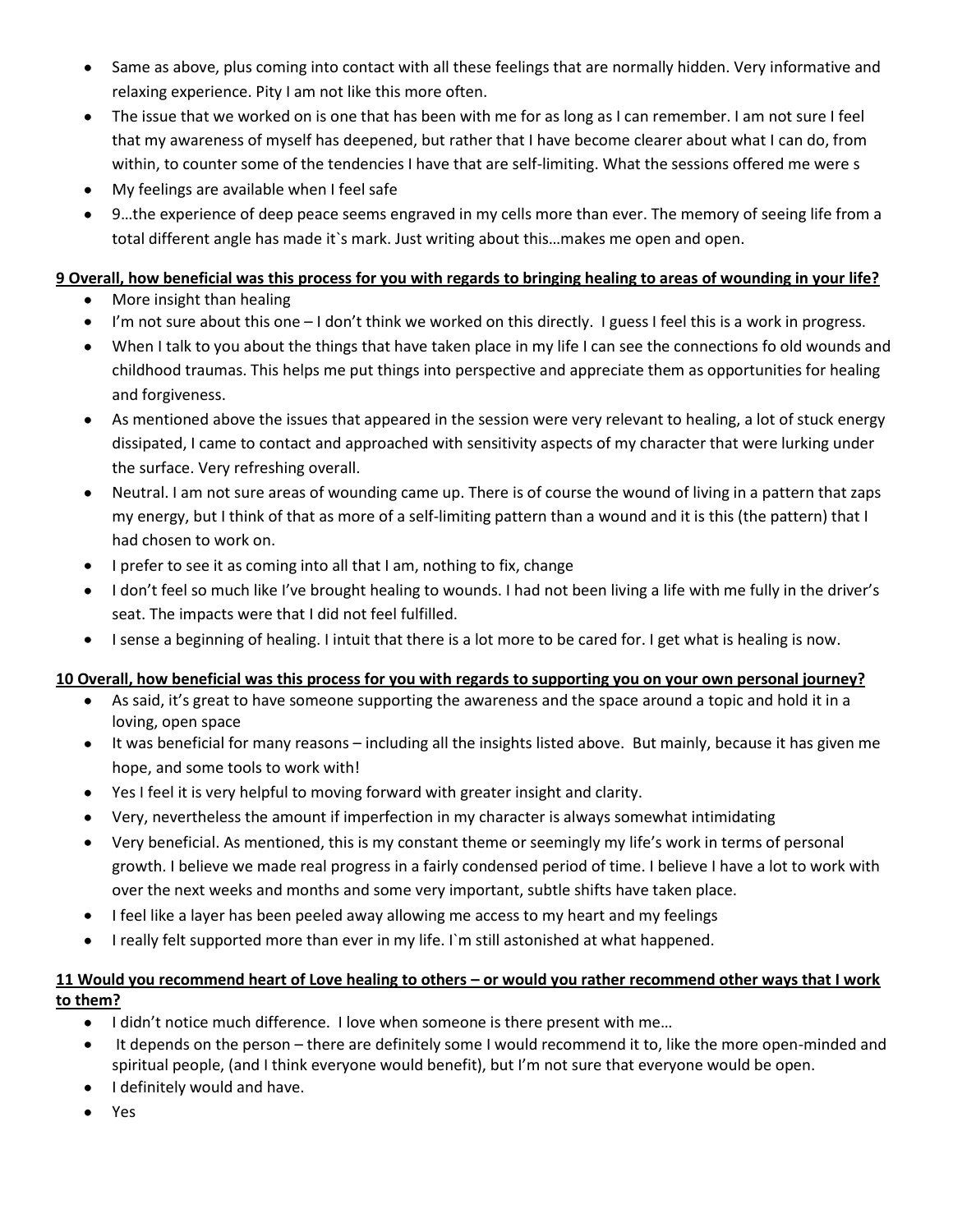- Same as above, plus coming into contact with all these feelings that are normally hidden. Very informative and relaxing experience. Pity I am not like this more often.
- The issue that we worked on is one that has been with me for as long as I can remember. I am not sure I feel that my awareness of myself has deepened, but rather that I have become clearer about what I can do, from within, to counter some of the tendencies I have that are self-limiting. What the sessions offered me were s
- My feelings are available when I feel safe
- 9…the experience of deep peace seems engraved in my cells more than ever. The memory of seeing life from a total different angle has made it`s mark. Just writing about this…makes me open and open.

**9 Overall, how beneficial was this process for you with regards to bringing healing to areas of wounding in your life?**

- More insight than healing
- I'm not sure about this one – I don't think we worked on this directly. I guess I feel this is a work in progress.
- When I talk to you about the things that have taken place in my life I can see the connections fo old wounds and childhood traumas. This helps me put things into perspective and appreciate them as opportunities for healing and forgiveness.
- As mentioned above the issues that appeared in the session were very relevant to healing, a lot of stuck energy dissipated, I came to contact and approached with sensitivity aspects of my character that were lurking under the surface. Very refreshing overall.
- Neutral. I am not sure areas of wounding came up. There is of course the wound of living in a pattern that zaps my energy, but I think of that as more of a self-limiting pattern than a wound and it is this (the pattern) that I had chosen to work on.
- I prefer to see it as coming into all that I am, nothing to fix, change
- I don't feel so much like I've brought healing to wounds. I had not been living a life with me fully in the driver's seat. The impacts were that I did not feel fulfilled.
- I sense a beginning of healing. I intuit that there is a lot more to be cared for. I get what is healing is now.

**10 Overall, how beneficial was this process for you with regards to supporting you on your own personal journey?**

- As said, it's great to have someone supporting the awareness and the space around a topic and hold it in a loving, open space
- It was beneficial for many reasons – including all the insights listed above. But mainly, because it has given me hope, and some tools to work with!
- Yes I feel it is very helpful to moving forward with greater insight and clarity.
- Very, nevertheless the amount if imperfection in my character is always somewhat intimidating
- Very beneficial. As mentioned, this is my constant theme or seemingly my life's work in terms of personal growth. I believe we made real progress in a fairly condensed period of time. I believe I have a lot to work with over the next weeks and months and some very important, subtle shifts have taken place.
- I feel like a layer has been peeled away allowing me access to my heart and my feelings
- I really felt supported more than ever in my life. I`m still astonished at what happened.

**11 Would you recommend heart of Love healing to others – or would you rather recommend other ways that I work to them?**

- I didn't notice much difference. I love when someone is there present with me…
- It depends on the person – there are definitely some I would recommend it to, like the more open-minded and spiritual people, (and I think everyone would benefit), but I'm not sure that everyone would be open.
- I definitely would and have.
- Yes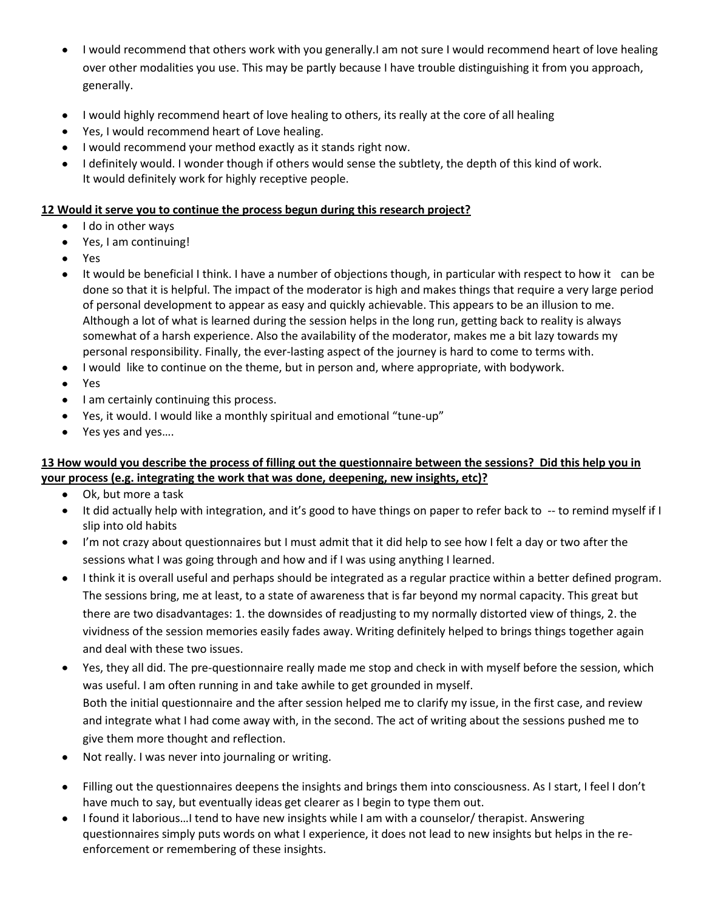- I would recommend that others work with you generally.I am not sure I would recommend heart of love healing over other modalities you use. This may be partly because I have trouble distinguishing it from you approach, generally.
- I would highly recommend heart of love healing to others, its really at the core of all healing
- Yes, I would recommend heart of Love healing.
- I would recommend your method exactly as it stands right now.
- I definitely would. I wonder though if others would sense the subtlety, the depth of this kind of work. It would definitely work for highly receptive people.

**12 Would it serve you to continue the process begun during this research project?**

- I do in other ways
- Yes, I am continuing!
- Yes
- It would be beneficial I think. I have a number of objections though, in particular with respect to how it can be done so that it is helpful. The impact of the moderator is high and makes things that require a very large period of personal development to appear as easy and quickly achievable. This appears to be an illusion to me. Although a lot of what is learned during the session helps in the long run, getting back to reality is always somewhat of a harsh experience. Also the availability of the moderator, makes me a bit lazy towards my personal responsibility. Finally, the ever-lasting aspect of the journey is hard to come to terms with.
- I would like to continue on the theme, but in person and, where appropriate, with bodywork.
- Yes
- I am certainly continuing this process.
- Yes, it would. I would like a monthly spiritual and emotional "tune-up"
- Yes yes and yes….

**13 How would you describe the process of filling out the questionnaire between the sessions? Did this help you in your process (e.g. integrating the work that was done, deepening, new insights, etc)?**

- Ok, but more a task
- It did actually help with integration, and it's good to have things on paper to refer back to -- to remind myself if I slip into old habits
- I'm not crazy about questionnaires but I must admit that it did help to see how I felt a day or two after the sessions what I was going through and how and if I was using anything I learned.
- I think it is overall useful and perhaps should be integrated as a regular practice within a better defined program. The sessions bring, me at least, to a state of awareness that is far beyond my normal capacity. This great but there are two disadvantages: 1. the downsides of readjusting to my normally distorted view of things, 2. the vividness of the session memories easily fades away. Writing definitely helped to brings things together again and deal with these two issues.
- Yes, they all did. The pre-questionnaire really made me stop and check in with myself before the session, which was useful. I am often running in and take awhile to get grounded in myself.
  Both the initial questionnaire and the after session helped me to clarify my issue, in the first case, and review and integrate what I had come away with, in the second. The act of writing about the sessions pushed me to give them more thought and reflection.
- Not really. I was never into journaling or writing.
- Filling out the questionnaires deepens the insights and brings them into consciousness. As I start, I feel I don't have much to say, but eventually ideas get clearer as I begin to type them out.
- I found it laborious…I tend to have new insights while I am with a counselor/ therapist. Answering questionnaires simply puts words on what I experience, it does not lead to new insights but helps in the re-enforcement or remembering of these insights.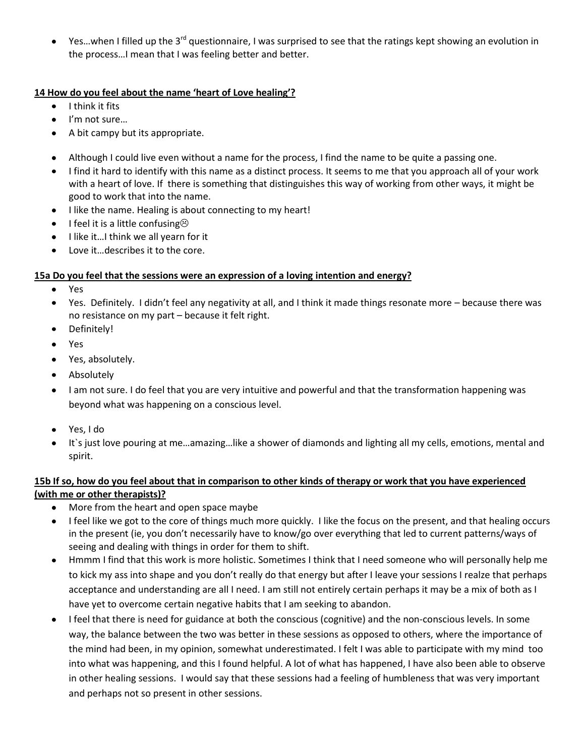- Yes…when I filled up the 3rd questionnaire, I was surprised to see that the ratings kept showing an evolution in the process…I mean that I was feeling better and better.

**14 How do you feel about the name 'heart of Love healing'?**

- I think it fits
- I'm not sure…
- A bit campy but its appropriate.
- Although I could live even without a name for the process, I find the name to be quite a passing one.
- I find it hard to identify with this name as a distinct process. It seems to me that you approach all of your work with a heart of love. If there is something that distinguishes this way of working from other ways, it might be good to work that into the name.
- I like the name. Healing is about connecting to my heart!
- I feel it is a little confusing☹
- I like it…I think we all yearn for it
- Love it…describes it to the core.

**15a Do you feel that the sessions were an expression of a loving intention and energy?**

- Yes
- Yes. Definitely. I didn't feel any negativity at all, and I think it made things resonate more – because there was no resistance on my part – because it felt right.
- Definitely!
- Yes
- Yes, absolutely.
- Absolutely
- I am not sure. I do feel that you are very intuitive and powerful and that the transformation happening was beyond what was happening on a conscious level.
- Yes, I do
- It`s just love pouring at me…amazing…like a shower of diamonds and lighting all my cells, emotions, mental and spirit.

**15b If so, how do you feel about that in comparison to other kinds of therapy or work that you have experienced (with me or other therapists)?**

- More from the heart and open space maybe
- I feel like we got to the core of things much more quickly. I like the focus on the present, and that healing occurs in the present (ie, you don't necessarily have to know/go over everything that led to current patterns/ways of seeing and dealing with things in order for them to shift.
- Hmmm I find that this work is more holistic. Sometimes I think that I need someone who will personally help me to kick my ass into shape and you don't really do that energy but after I leave your sessions I realze that perhaps acceptance and understanding are all I need. I am still not entirely certain perhaps it may be a mix of both as I have yet to overcome certain negative habits that I am seeking to abandon.
- I feel that there is need for guidance at both the conscious (cognitive) and the non-conscious levels. In some way, the balance between the two was better in these sessions as opposed to others, where the importance of the mind had been, in my opinion, somewhat underestimated. I felt I was able to participate with my mind too into what was happening, and this I found helpful. A lot of what has happened, I have also been able to observe in other healing sessions. I would say that these sessions had a feeling of humbleness that was very important and perhaps not so present in other sessions.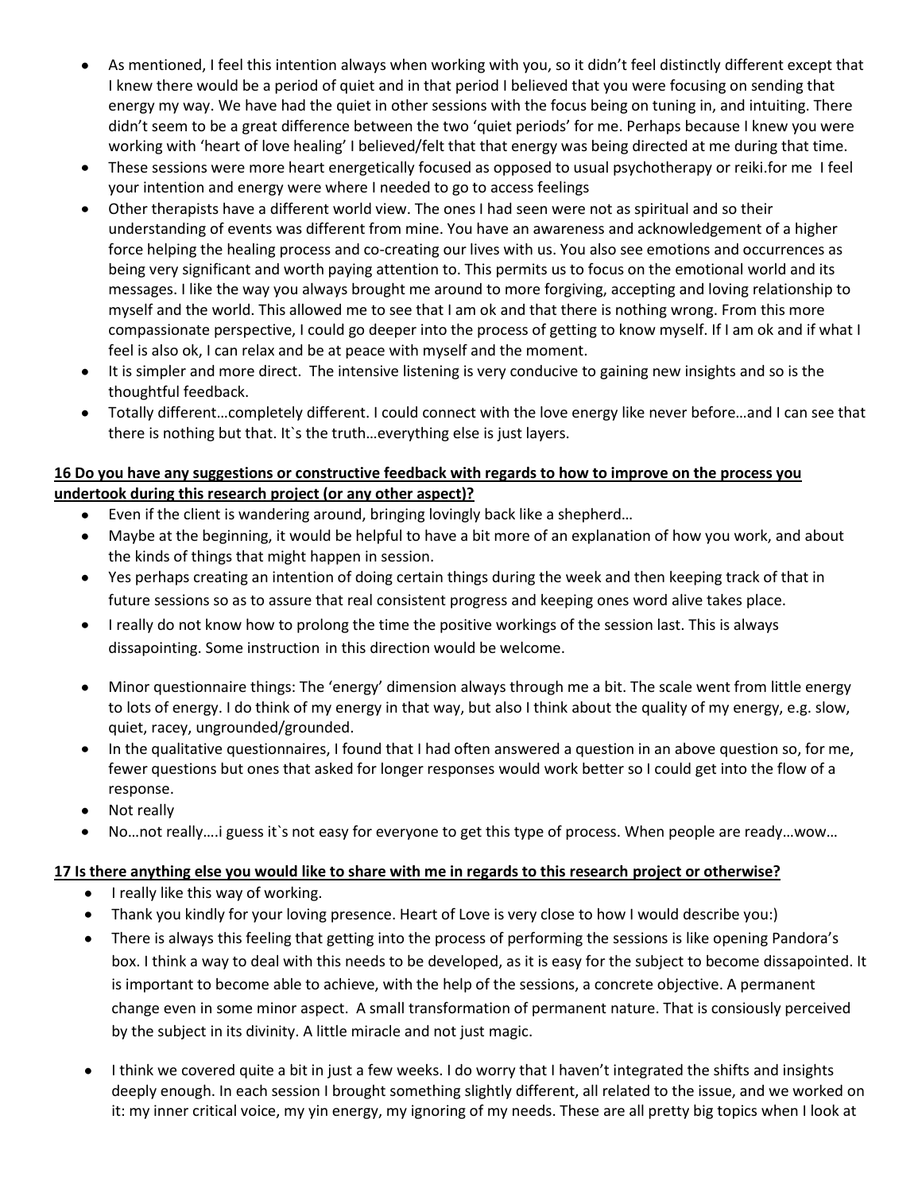- As mentioned, I feel this intention always when working with you, so it didn't feel distinctly different except that I knew there would be a period of quiet and in that period I believed that you were focusing on sending that energy my way. We have had the quiet in other sessions with the focus being on tuning in, and intuiting. There didn't seem to be a great difference between the two 'quiet periods' for me. Perhaps because I knew you were working with 'heart of love healing' I believed/felt that that energy was being directed at me during that time.
- These sessions were more heart energetically focused as opposed to usual psychotherapy or reiki.for me I feel your intention and energy were where I needed to go to access feelings
- Other therapists have a different world view. The ones I had seen were not as spiritual and so their understanding of events was different from mine. You have an awareness and acknowledgement of a higher force helping the healing process and co-creating our lives with us. You also see emotions and occurrences as being very significant and worth paying attention to. This permits us to focus on the emotional world and its messages. I like the way you always brought me around to more forgiving, accepting and loving relationship to myself and the world. This allowed me to see that I am ok and that there is nothing wrong. From this more compassionate perspective, I could go deeper into the process of getting to know myself. If I am ok and if what I feel is also ok, I can relax and be at peace with myself and the moment.
- It is simpler and more direct. The intensive listening is very conducive to gaining new insights and so is the thoughtful feedback.
- Totally different…completely different. I could connect with the love energy like never before…and I can see that there is nothing but that. It`s the truth…everything else is just layers.

**16 Do you have any suggestions or constructive feedback with regards to how to improve on the process you undertook during this research project (or any other aspect)?**

- Even if the client is wandering around, bringing lovingly back like a shepherd…
- Maybe at the beginning, it would be helpful to have a bit more of an explanation of how you work, and about the kinds of things that might happen in session.
- Yes perhaps creating an intention of doing certain things during the week and then keeping track of that in future sessions so as to assure that real consistent progress and keeping ones word alive takes place.
- I really do not know how to prolong the time the positive workings of the session last. This is always dissapointing. Some instruction in this direction would be welcome.
- Minor questionnaire things: The 'energy' dimension always through me a bit. The scale went from little energy to lots of energy. I do think of my energy in that way, but also I think about the quality of my energy, e.g. slow, quiet, racey, ungrounded/grounded.
- In the qualitative questionnaires, I found that I had often answered a question in an above question so, for me, fewer questions but ones that asked for longer responses would work better so I could get into the flow of a response.
- Not really
- No…not really….i guess it`s not easy for everyone to get this type of process. When people are ready…wow…

**17 Is there anything else you would like to share with me in regards to this research project or otherwise?**

- I really like this way of working.
- Thank you kindly for your loving presence. Heart of Love is very close to how I would describe you:)
- There is always this feeling that getting into the process of performing the sessions is like opening Pandora's box. I think a way to deal with this needs to be developed, as it is easy for the subject to become dissapointed. It is important to become able to achieve, with the help of the sessions, a concrete objective. A permanent change even in some minor aspect. A small transformation of permanent nature. That is consiously perceived by the subject in its divinity. A little miracle and not just magic.
- I think we covered quite a bit in just a few weeks. I do worry that I haven't integrated the shifts and insights deeply enough. In each session I brought something slightly different, all related to the issue, and we worked on it: my inner critical voice, my yin energy, my ignoring of my needs. These are all pretty big topics when I look at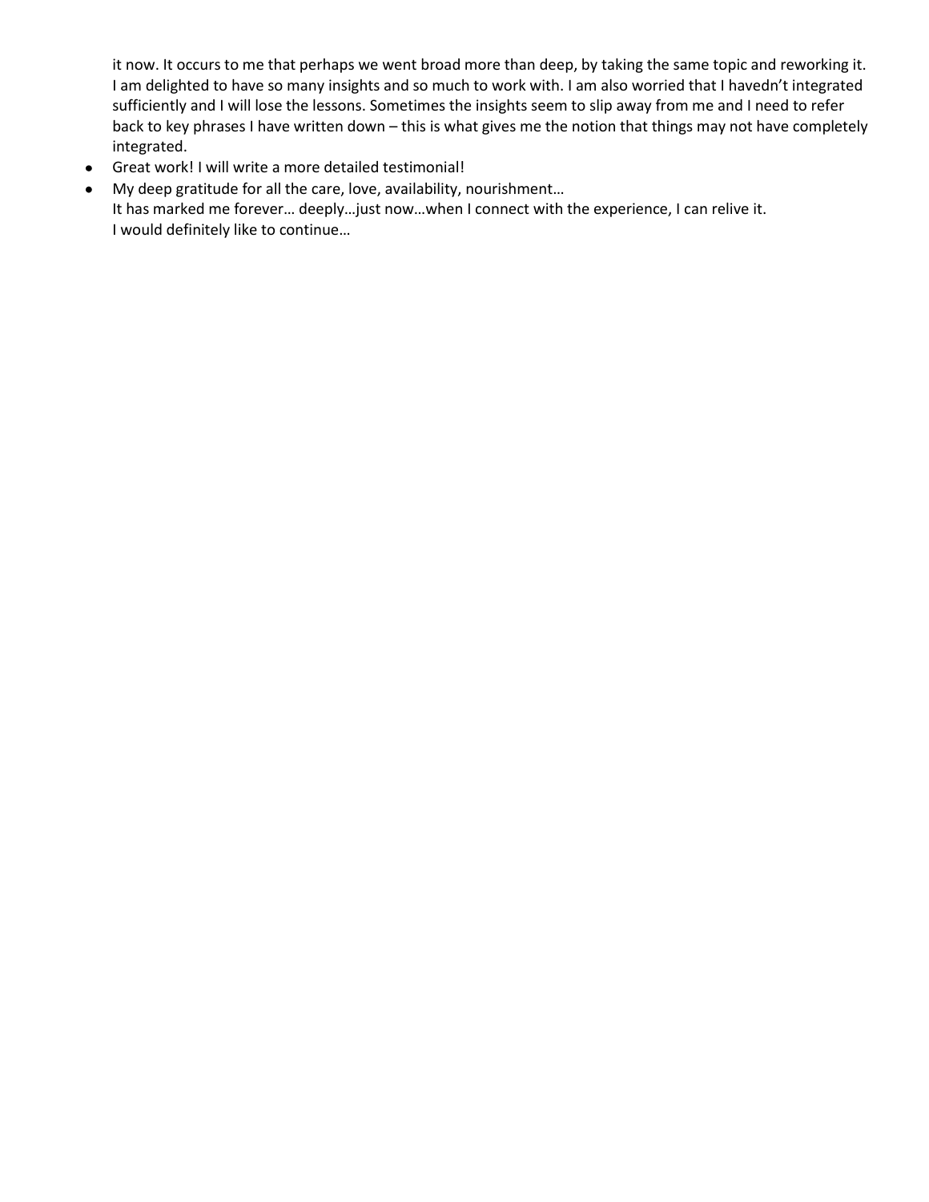it now. It occurs to me that perhaps we went broad more than deep, by taking the same topic and reworking it. I am delighted to have so many insights and so much to work with. I am also worried that I havedn't integrated sufficiently and I will lose the lessons. Sometimes the insights seem to slip away from me and I need to refer back to key phrases I have written down – this is what gives me the notion that things may not have completely integrated.

- Great work! I will write a more detailed testimonial!
- My deep gratitude for all the care, love, availability, nourishment…
  It has marked me forever… deeply…just now…when I connect with the experience, I can relive it.
  I would definitely like to continue…